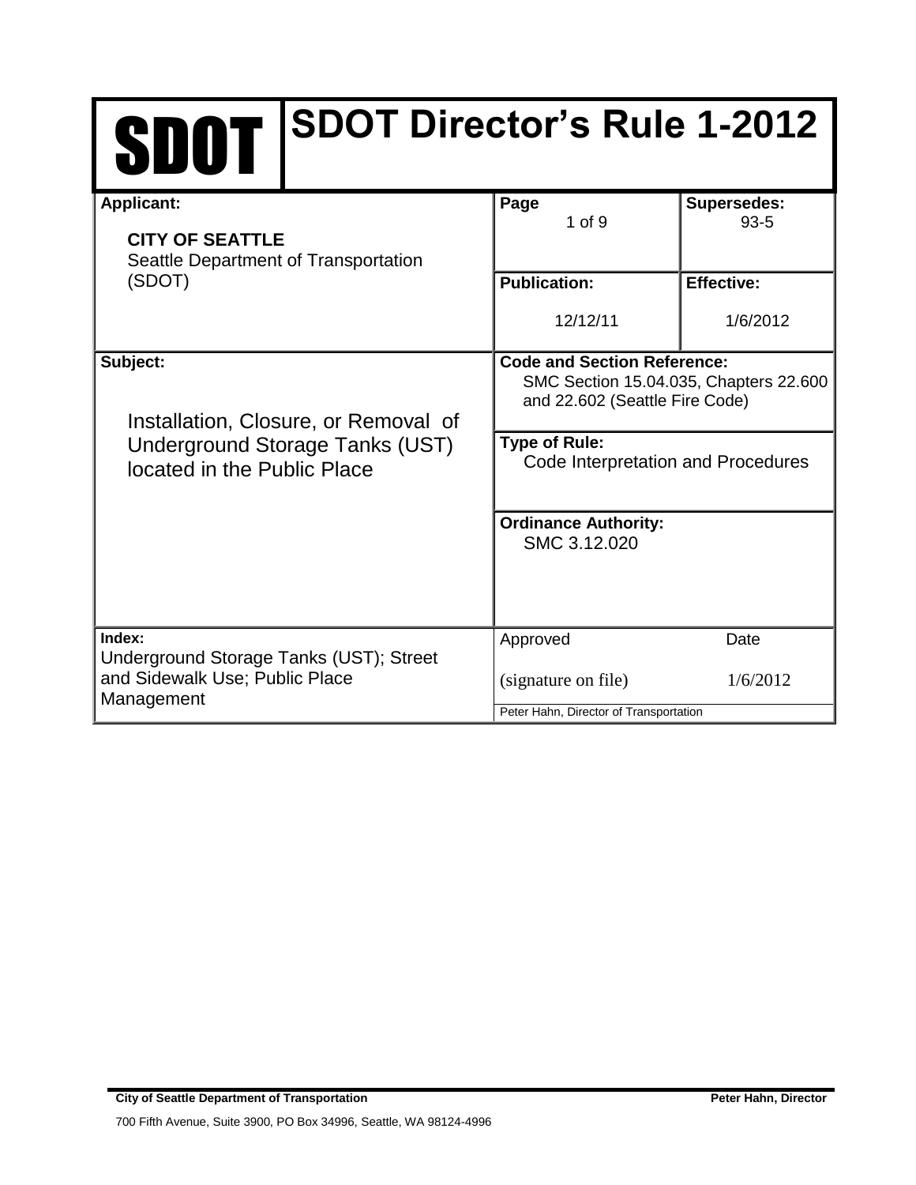# SDOT SDOT Director's Rule 1-2012

| **Applicant:** | **Page** | **Supersedes:** |
|---|---|---|
| **CITY OF SEATTLE** Seattle Department of Transportation (SDOT) | 1 of 9 | 93-5 |
| | **Publication:** | **Effective:** |
| | 12/12/11 | 1/6/2012 |
| **Subject:** | **Code and Section Reference:** | |
| Installation, Closure, or Removal of Underground Storage Tanks (UST) located in the Public Place | SMC Section 15.04.035, Chapters 22.600 and 22.602 (Seattle Fire Code) | |
| | **Type of Rule:** Code Interpretation and Procedures | |
| | **Ordinance Authority:** SMC 3.12.020 | |
| **Index:** Underground Storage Tanks (UST); Street and Sidewalk Use; Public Place Management | Approved | Date |
| | (signature on file) | 1/6/2012 |
| | Peter Hahn, Director of Transportation | |

**City of Seattle Department of Transportation** **Peter Hahn, Director**

700 Fifth Avenue, Suite 3900, PO Box 34996, Seattle, WA 98124-4996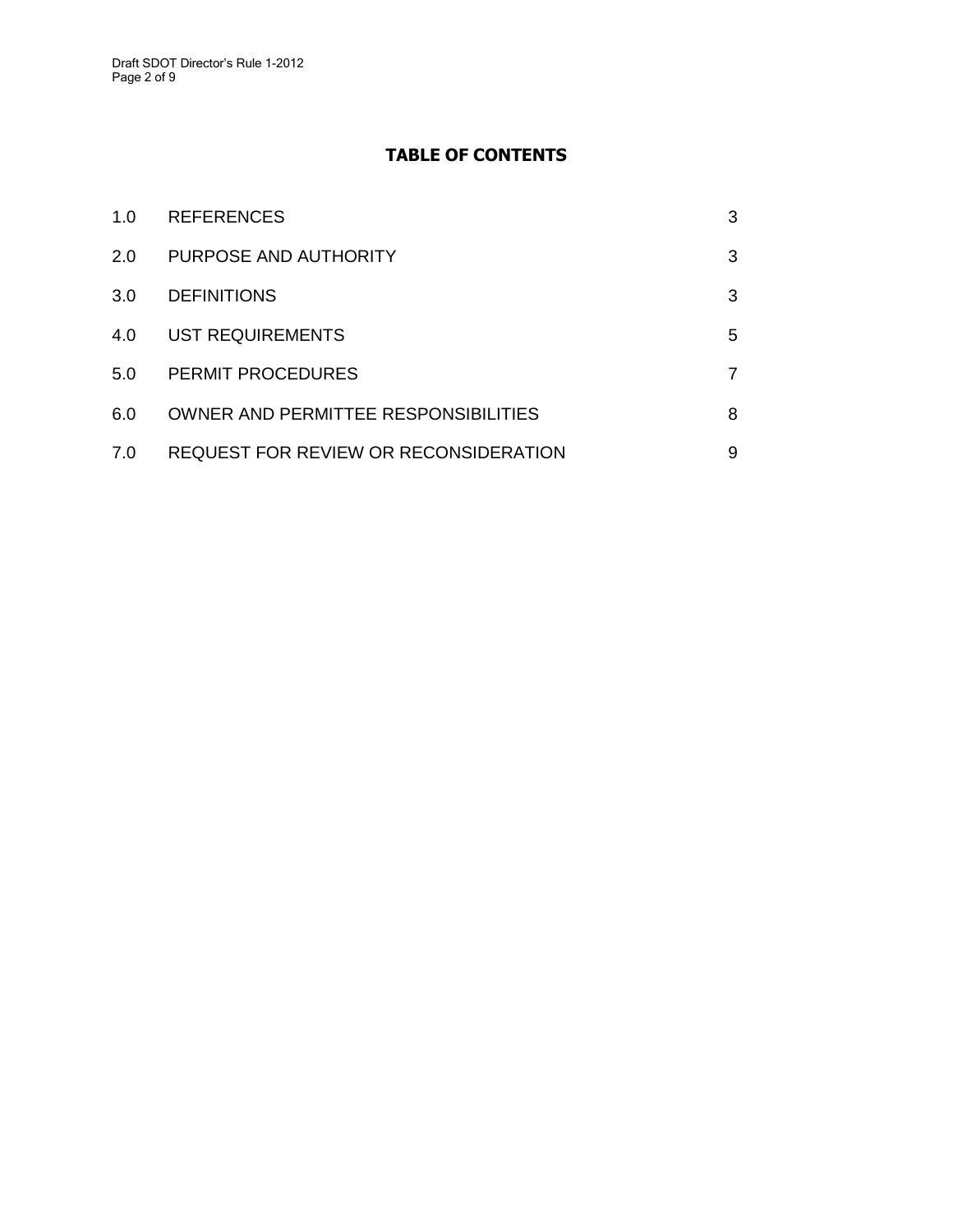# TABLE OF CONTENTS

| | | |
|---|---|---|
| 1.0 | REFERENCES | 3 |
| 2.0 | PURPOSE AND AUTHORITY | 3 |
| 3.0 | DEFINITIONS | 3 |
| 4.0 | UST REQUIREMENTS | 5 |
| 5.0 | PERMIT PROCEDURES | 7 |
| 6.0 | OWNER AND PERMITTEE RESPONSIBILITIES | 8 |
| 7.0 | REQUEST FOR REVIEW OR RECONSIDERATION | 9 |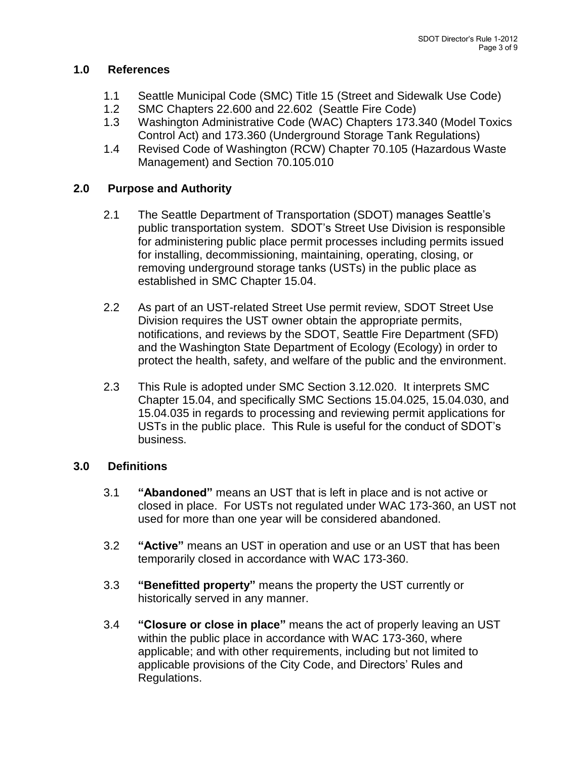## 1.0 References

1.1 Seattle Municipal Code (SMC) Title 15 (Street and Sidewalk Use Code)
1.2 SMC Chapters 22.600 and 22.602 (Seattle Fire Code)
1.3 Washington Administrative Code (WAC) Chapters 173.340 (Model Toxics Control Act) and 173.360 (Underground Storage Tank Regulations)
1.4 Revised Code of Washington (RCW) Chapter 70.105 (Hazardous Waste Management) and Section 70.105.010

## 2.0 Purpose and Authority

2.1 The Seattle Department of Transportation (SDOT) manages Seattle's public transportation system. SDOT's Street Use Division is responsible for administering public place permit processes including permits issued for installing, decommissioning, maintaining, operating, closing, or removing underground storage tanks (USTs) in the public place as established in SMC Chapter 15.04.

2.2 As part of an UST-related Street Use permit review, SDOT Street Use Division requires the UST owner obtain the appropriate permits, notifications, and reviews by the SDOT, Seattle Fire Department (SFD) and the Washington State Department of Ecology (Ecology) in order to protect the health, safety, and welfare of the public and the environment.

2.3 This Rule is adopted under SMC Section 3.12.020. It interprets SMC Chapter 15.04, and specifically SMC Sections 15.04.025, 15.04.030, and 15.04.035 in regards to processing and reviewing permit applications for USTs in the public place. This Rule is useful for the conduct of SDOT's business.

## 3.0 Definitions

3.1 **"Abandoned"** means an UST that is left in place and is not active or closed in place. For USTs not regulated under WAC 173-360, an UST not used for more than one year will be considered abandoned.

3.2 **"Active"** means an UST in operation and use or an UST that has been temporarily closed in accordance with WAC 173-360.

3.3 **"Benefitted property"** means the property the UST currently or historically served in any manner.

3.4 **"Closure or close in place"** means the act of properly leaving an UST within the public place in accordance with WAC 173-360, where applicable; and with other requirements, including but not limited to applicable provisions of the City Code, and Directors' Rules and Regulations.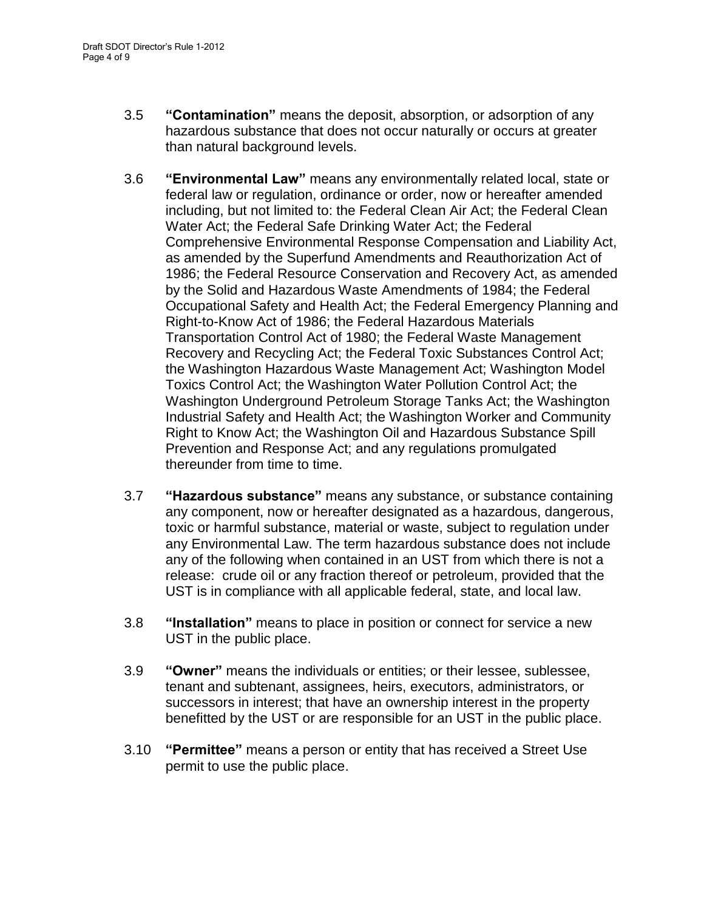3.5 **"Contamination"** means the deposit, absorption, or adsorption of any hazardous substance that does not occur naturally or occurs at greater than natural background levels.

3.6 **"Environmental Law"** means any environmentally related local, state or federal law or regulation, ordinance or order, now or hereafter amended including, but not limited to: the Federal Clean Air Act; the Federal Clean Water Act; the Federal Safe Drinking Water Act; the Federal Comprehensive Environmental Response Compensation and Liability Act, as amended by the Superfund Amendments and Reauthorization Act of 1986; the Federal Resource Conservation and Recovery Act, as amended by the Solid and Hazardous Waste Amendments of 1984; the Federal Occupational Safety and Health Act; the Federal Emergency Planning and Right-to-Know Act of 1986; the Federal Hazardous Materials Transportation Control Act of 1980; the Federal Waste Management Recovery and Recycling Act; the Federal Toxic Substances Control Act; the Washington Hazardous Waste Management Act; Washington Model Toxics Control Act; the Washington Water Pollution Control Act; the Washington Underground Petroleum Storage Tanks Act; the Washington Industrial Safety and Health Act; the Washington Worker and Community Right to Know Act; the Washington Oil and Hazardous Substance Spill Prevention and Response Act; and any regulations promulgated thereunder from time to time.

3.7 **"Hazardous substance"** means any substance, or substance containing any component, now or hereafter designated as a hazardous, dangerous, toxic or harmful substance, material or waste, subject to regulation under any Environmental Law. The term hazardous substance does not include any of the following when contained in an UST from which there is not a release: crude oil or any fraction thereof or petroleum, provided that the UST is in compliance with all applicable federal, state, and local law.

3.8 **"Installation"** means to place in position or connect for service a new UST in the public place.

3.9 **"Owner"** means the individuals or entities; or their lessee, sublessee, tenant and subtenant, assignees, heirs, executors, administrators, or successors in interest; that have an ownership interest in the property benefitted by the UST or are responsible for an UST in the public place.

3.10 **"Permittee"** means a person or entity that has received a Street Use permit to use the public place.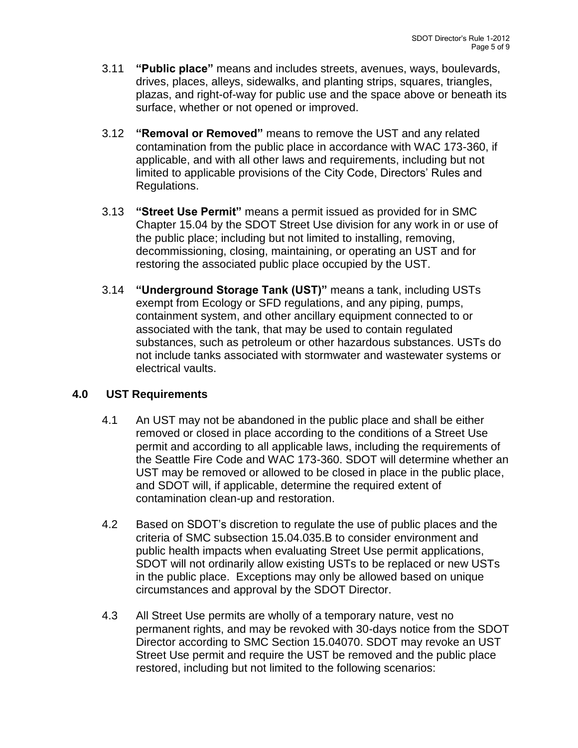3.11 **"Public place"** means and includes streets, avenues, ways, boulevards, drives, places, alleys, sidewalks, and planting strips, squares, triangles, plazas, and right-of-way for public use and the space above or beneath its surface, whether or not opened or improved.

3.12 **"Removal or Removed"** means to remove the UST and any related contamination from the public place in accordance with WAC 173-360, if applicable, and with all other laws and requirements, including but not limited to applicable provisions of the City Code, Directors' Rules and Regulations.

3.13 **"Street Use Permit"** means a permit issued as provided for in SMC Chapter 15.04 by the SDOT Street Use division for any work in or use of the public place; including but not limited to installing, removing, decommissioning, closing, maintaining, or operating an UST and for restoring the associated public place occupied by the UST.

3.14 **"Underground Storage Tank (UST)"** means a tank, including USTs exempt from Ecology or SFD regulations, and any piping, pumps, containment system, and other ancillary equipment connected to or associated with the tank, that may be used to contain regulated substances, such as petroleum or other hazardous substances. USTs do not include tanks associated with stormwater and wastewater systems or electrical vaults.

## 4.0 UST Requirements

4.1 An UST may not be abandoned in the public place and shall be either removed or closed in place according to the conditions of a Street Use permit and according to all applicable laws, including the requirements of the Seattle Fire Code and WAC 173-360. SDOT will determine whether an UST may be removed or allowed to be closed in place in the public place, and SDOT will, if applicable, determine the required extent of contamination clean-up and restoration.

4.2 Based on SDOT's discretion to regulate the use of public places and the criteria of SMC subsection 15.04.035.B to consider environment and public health impacts when evaluating Street Use permit applications, SDOT will not ordinarily allow existing USTs to be replaced or new USTs in the public place. Exceptions may only be allowed based on unique circumstances and approval by the SDOT Director.

4.3 All Street Use permits are wholly of a temporary nature, vest no permanent rights, and may be revoked with 30-days notice from the SDOT Director according to SMC Section 15.04070. SDOT may revoke an UST Street Use permit and require the UST be removed and the public place restored, including but not limited to the following scenarios: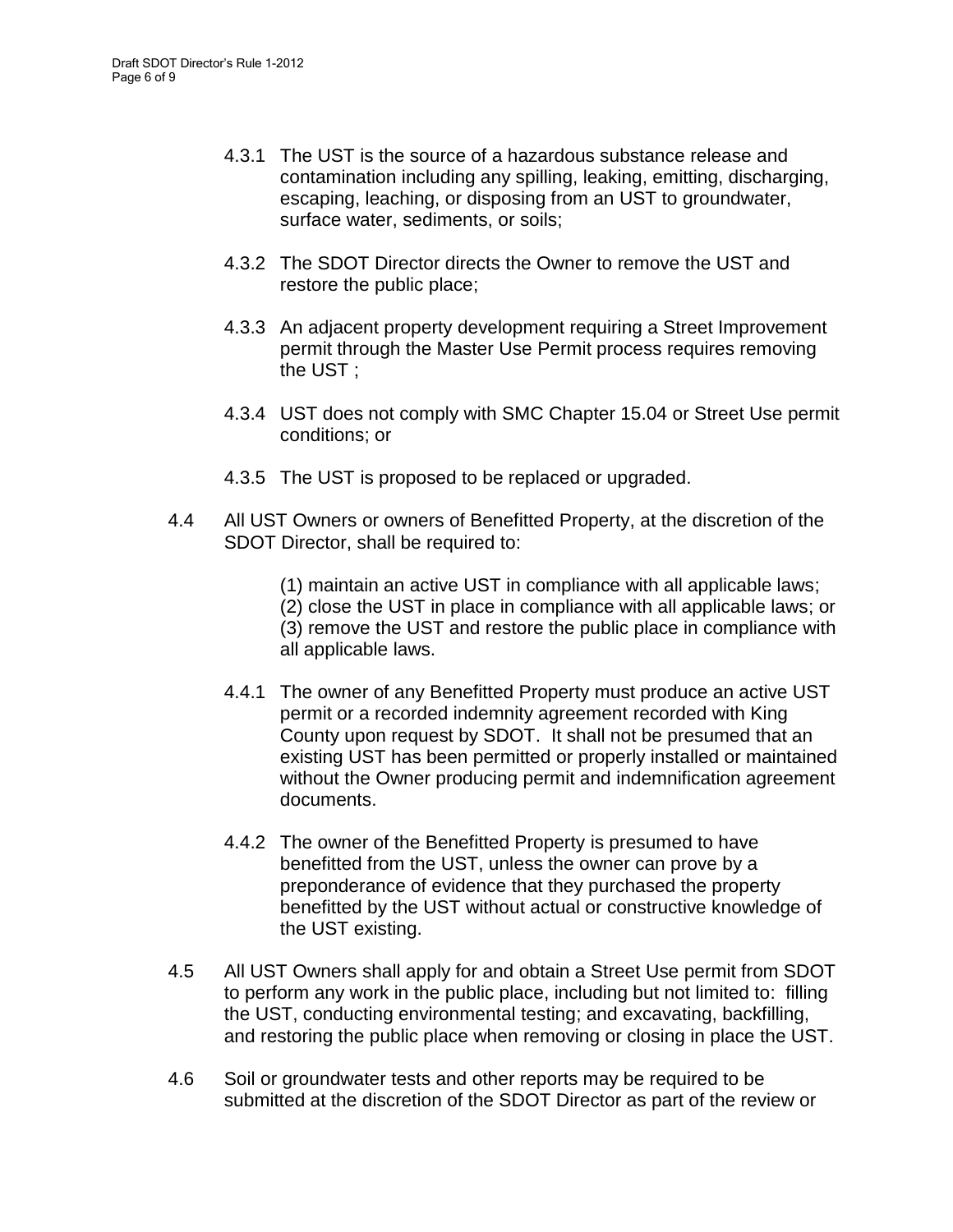4.3.1 The UST is the source of a hazardous substance release and contamination including any spilling, leaking, emitting, discharging, escaping, leaching, or disposing from an UST to groundwater, surface water, sediments, or soils;

4.3.2 The SDOT Director directs the Owner to remove the UST and restore the public place;

4.3.3 An adjacent property development requiring a Street Improvement permit through the Master Use Permit process requires removing the UST ;

4.3.4 UST does not comply with SMC Chapter 15.04 or Street Use permit conditions; or

4.3.5 The UST is proposed to be replaced or upgraded.

4.4 All UST Owners or owners of Benefitted Property, at the discretion of the SDOT Director, shall be required to:

(1) maintain an active UST in compliance with all applicable laws;
(2) close the UST in place in compliance with all applicable laws; or
(3) remove the UST and restore the public place in compliance with all applicable laws.

4.4.1 The owner of any Benefitted Property must produce an active UST permit or a recorded indemnity agreement recorded with King County upon request by SDOT. It shall not be presumed that an existing UST has been permitted or properly installed or maintained without the Owner producing permit and indemnification agreement documents.

4.4.2 The owner of the Benefitted Property is presumed to have benefitted from the UST, unless the owner can prove by a preponderance of evidence that they purchased the property benefitted by the UST without actual or constructive knowledge of the UST existing.

4.5 All UST Owners shall apply for and obtain a Street Use permit from SDOT to perform any work in the public place, including but not limited to: filling the UST, conducting environmental testing; and excavating, backfilling, and restoring the public place when removing or closing in place the UST.

4.6 Soil or groundwater tests and other reports may be required to be submitted at the discretion of the SDOT Director as part of the review or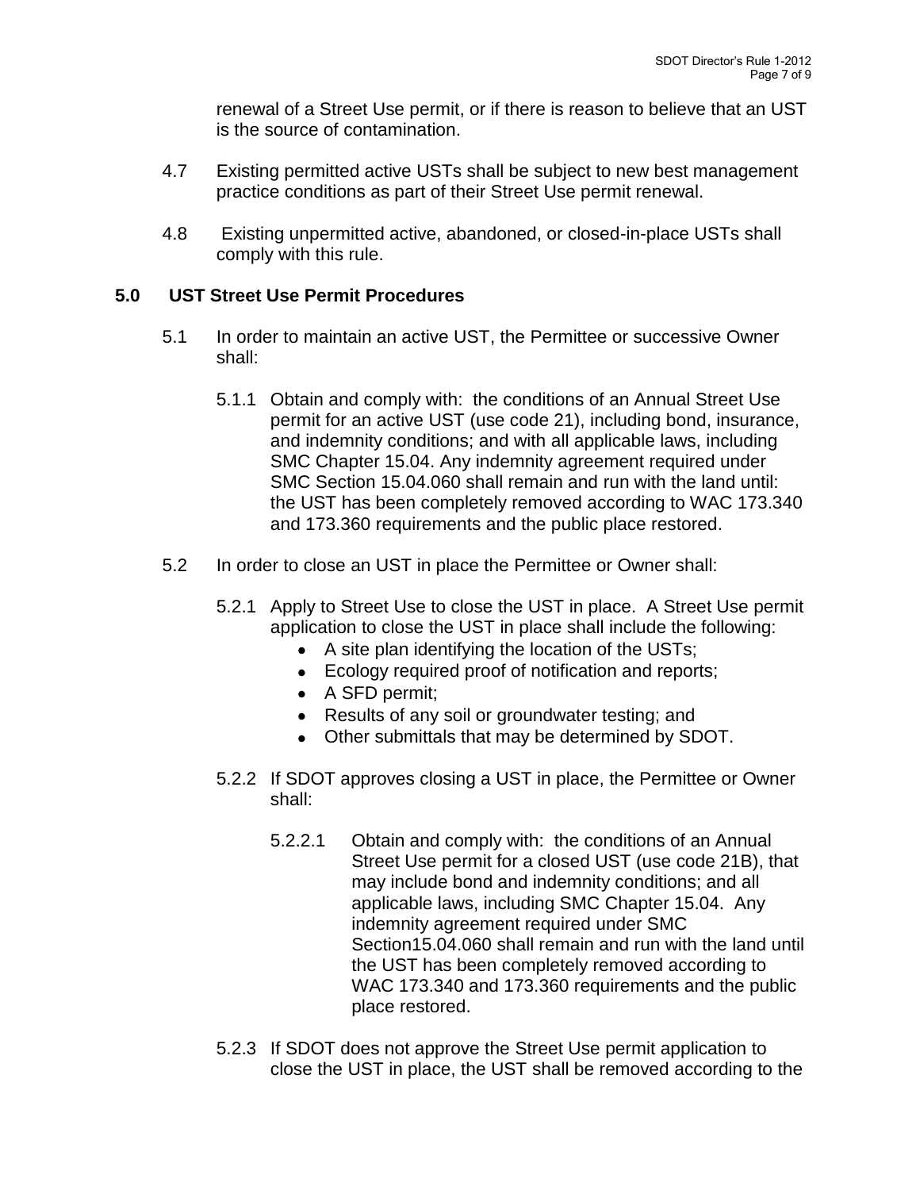renewal of a Street Use permit, or if there is reason to believe that an UST is the source of contamination.

4.7 Existing permitted active USTs shall be subject to new best management practice conditions as part of their Street Use permit renewal.

4.8 Existing unpermitted active, abandoned, or closed-in-place USTs shall comply with this rule.

## 5.0 UST Street Use Permit Procedures

5.1 In order to maintain an active UST, the Permittee or successive Owner shall:

5.1.1 Obtain and comply with: the conditions of an Annual Street Use permit for an active UST (use code 21), including bond, insurance, and indemnity conditions; and with all applicable laws, including SMC Chapter 15.04. Any indemnity agreement required under SMC Section 15.04.060 shall remain and run with the land until: the UST has been completely removed according to WAC 173.340 and 173.360 requirements and the public place restored.

5.2 In order to close an UST in place the Permittee or Owner shall:

5.2.1 Apply to Street Use to close the UST in place. A Street Use permit application to close the UST in place shall include the following:

- A site plan identifying the location of the USTs;
- Ecology required proof of notification and reports;
- A SFD permit;
- Results of any soil or groundwater testing; and
- Other submittals that may be determined by SDOT.

5.2.2 If SDOT approves closing a UST in place, the Permittee or Owner shall:

5.2.2.1 Obtain and comply with: the conditions of an Annual Street Use permit for a closed UST (use code 21B), that may include bond and indemnity conditions; and all applicable laws, including SMC Chapter 15.04. Any indemnity agreement required under SMC Section15.04.060 shall remain and run with the land until the UST has been completely removed according to WAC 173.340 and 173.360 requirements and the public place restored.

5.2.3 If SDOT does not approve the Street Use permit application to close the UST in place, the UST shall be removed according to the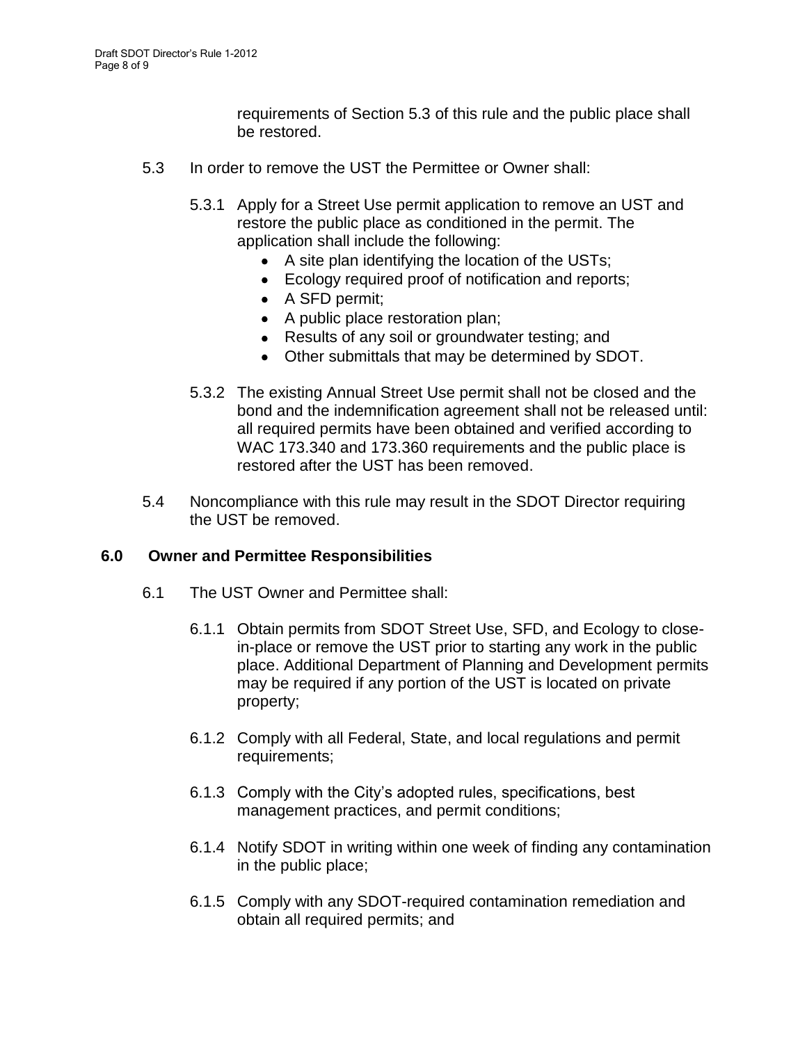requirements of Section 5.3 of this rule and the public place shall be restored.

5.3 In order to remove the UST the Permittee or Owner shall:

5.3.1 Apply for a Street Use permit application to remove an UST and restore the public place as conditioned in the permit. The application shall include the following:

- A site plan identifying the location of the USTs;
- Ecology required proof of notification and reports;
- A SFD permit;
- A public place restoration plan;
- Results of any soil or groundwater testing; and
- Other submittals that may be determined by SDOT.

5.3.2 The existing Annual Street Use permit shall not be closed and the bond and the indemnification agreement shall not be released until: all required permits have been obtained and verified according to WAC 173.340 and 173.360 requirements and the public place is restored after the UST has been removed.

5.4 Noncompliance with this rule may result in the SDOT Director requiring the UST be removed.

## 6.0 Owner and Permittee Responsibilities

6.1 The UST Owner and Permittee shall:

6.1.1 Obtain permits from SDOT Street Use, SFD, and Ecology to close-in-place or remove the UST prior to starting any work in the public place. Additional Department of Planning and Development permits may be required if any portion of the UST is located on private property;

6.1.2 Comply with all Federal, State, and local regulations and permit requirements;

6.1.3 Comply with the City's adopted rules, specifications, best management practices, and permit conditions;

6.1.4 Notify SDOT in writing within one week of finding any contamination in the public place;

6.1.5 Comply with any SDOT-required contamination remediation and obtain all required permits; and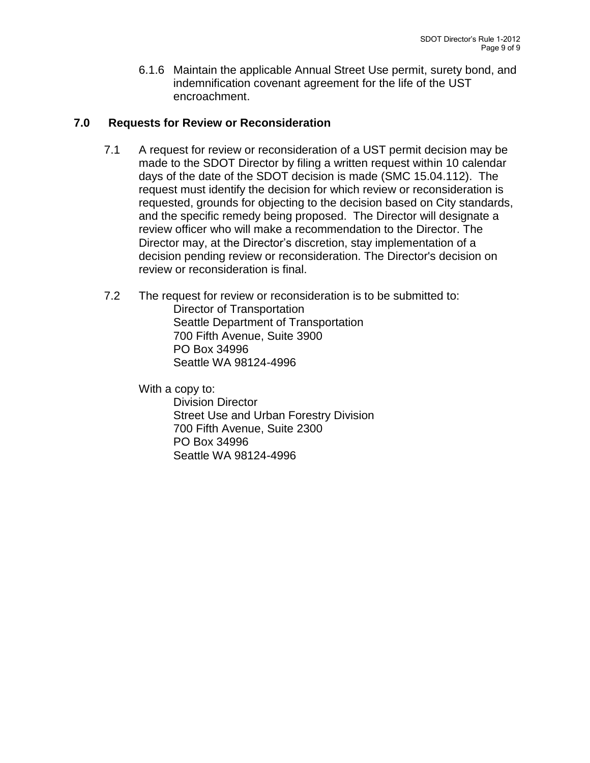6.1.6 Maintain the applicable Annual Street Use permit, surety bond, and indemnification covenant agreement for the life of the UST encroachment.

## 7.0 Requests for Review or Reconsideration

7.1 A request for review or reconsideration of a UST permit decision may be made to the SDOT Director by filing a written request within 10 calendar days of the date of the SDOT decision is made (SMC 15.04.112). The request must identify the decision for which review or reconsideration is requested, grounds for objecting to the decision based on City standards, and the specific remedy being proposed. The Director will designate a review officer who will make a recommendation to the Director. The Director may, at the Director's discretion, stay implementation of a decision pending review or reconsideration. The Director's decision on review or reconsideration is final.

7.2 The request for review or reconsideration is to be submitted to:

Director of Transportation
Seattle Department of Transportation
700 Fifth Avenue, Suite 3900
PO Box 34996
Seattle WA 98124-4996

With a copy to:

Division Director
Street Use and Urban Forestry Division
700 Fifth Avenue, Suite 2300
PO Box 34996
Seattle WA 98124-4996